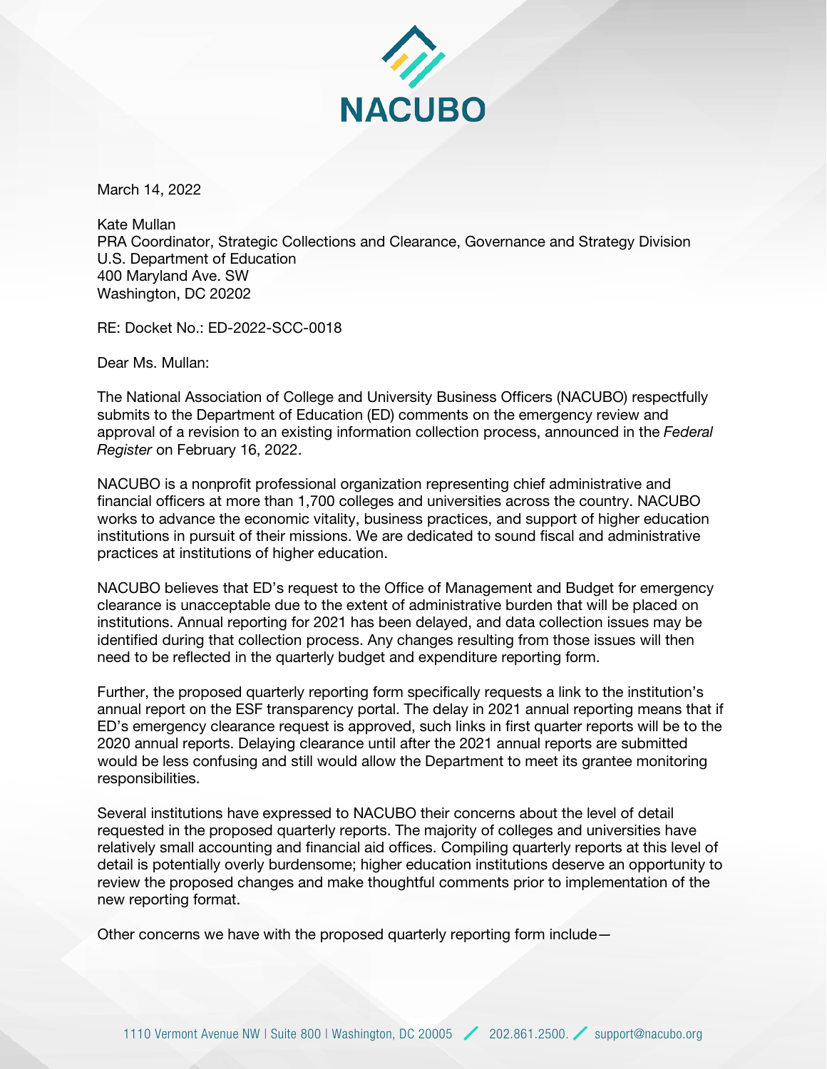NACUBO

March 14, 2022

Kate Mullan
PRA Coordinator, Strategic Collections and Clearance, Governance and Strategy Division
U.S. Department of Education
400 Maryland Ave. SW
Washington, DC 20202

RE: Docket No.: ED-2022-SCC-0018

Dear Ms. Mullan:

The National Association of College and University Business Officers (NACUBO) respectfully submits to the Department of Education (ED) comments on the emergency review and approval of a revision to an existing information collection process, announced in the *Federal Register* on February 16, 2022.

NACUBO is a nonprofit professional organization representing chief administrative and financial officers at more than 1,700 colleges and universities across the country. NACUBO works to advance the economic vitality, business practices, and support of higher education institutions in pursuit of their missions. We are dedicated to sound fiscal and administrative practices at institutions of higher education.

NACUBO believes that ED's request to the Office of Management and Budget for emergency clearance is unacceptable due to the extent of administrative burden that will be placed on institutions. Annual reporting for 2021 has been delayed, and data collection issues may be identified during that collection process. Any changes resulting from those issues will then need to be reflected in the quarterly budget and expenditure reporting form.

Further, the proposed quarterly reporting form specifically requests a link to the institution's annual report on the ESF transparency portal. The delay in 2021 annual reporting means that if ED's emergency clearance request is approved, such links in first quarter reports will be to the 2020 annual reports. Delaying clearance until after the 2021 annual reports are submitted would be less confusing and still would allow the Department to meet its grantee monitoring responsibilities.

Several institutions have expressed to NACUBO their concerns about the level of detail requested in the proposed quarterly reports. The majority of colleges and universities have relatively small accounting and financial aid offices. Compiling quarterly reports at this level of detail is potentially overly burdensome; higher education institutions deserve an opportunity to review the proposed changes and make thoughtful comments prior to implementation of the new reporting format.

Other concerns we have with the proposed quarterly reporting form include—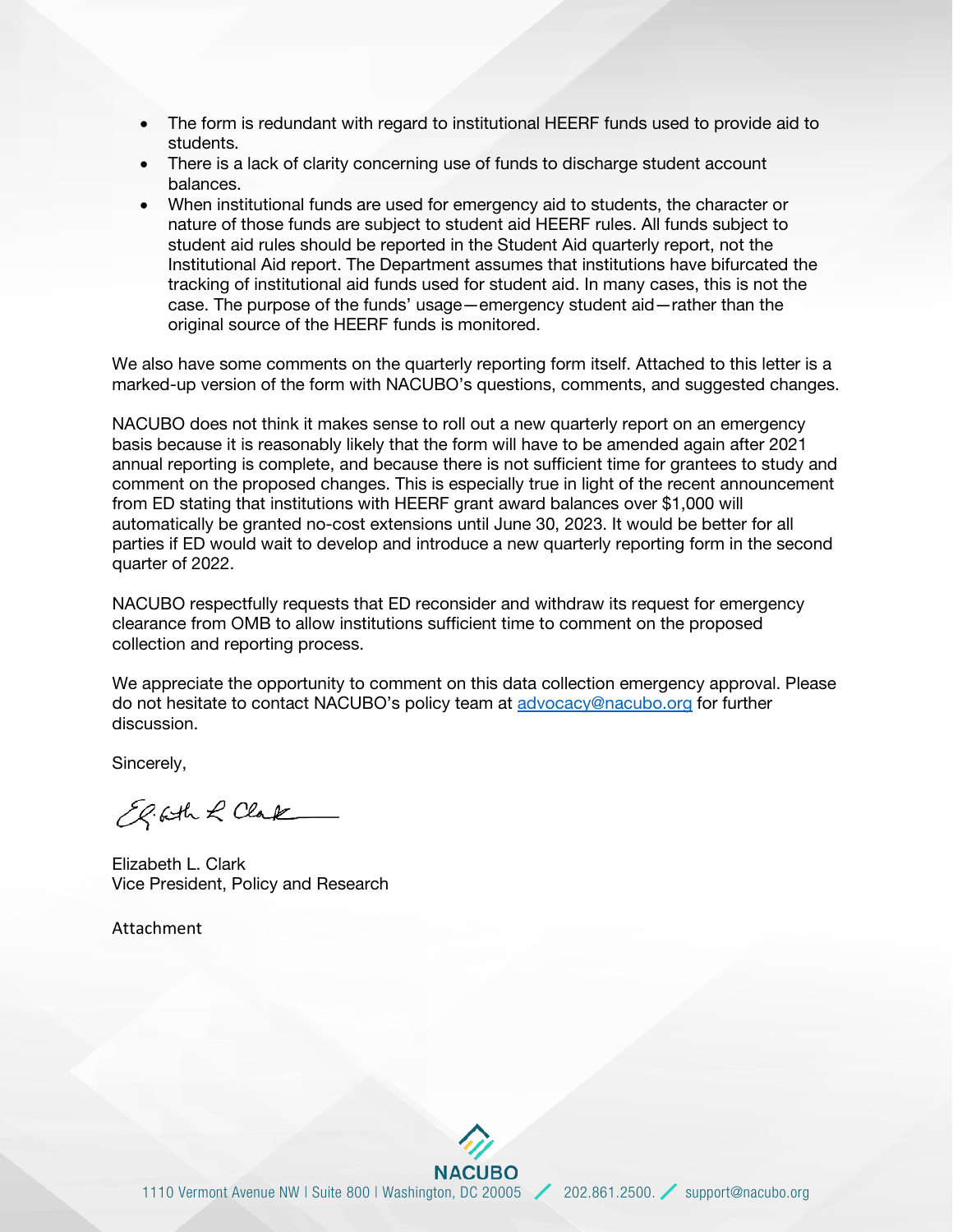- The form is redundant with regard to institutional HEERF funds used to provide aid to students.
- There is a lack of clarity concerning use of funds to discharge student account balances.
- When institutional funds are used for emergency aid to students, the character or nature of those funds are subject to student aid HEERF rules. All funds subject to student aid rules should be reported in the Student Aid quarterly report, not the Institutional Aid report. The Department assumes that institutions have bifurcated the tracking of institutional aid funds used for student aid. In many cases, this is not the case. The purpose of the funds' usage—emergency student aid—rather than the original source of the HEERF funds is monitored.

We also have some comments on the quarterly reporting form itself. Attached to this letter is a marked-up version of the form with NACUBO's questions, comments, and suggested changes.

NACUBO does not think it makes sense to roll out a new quarterly report on an emergency basis because it is reasonably likely that the form will have to be amended again after 2021 annual reporting is complete, and because there is not sufficient time for grantees to study and comment on the proposed changes. This is especially true in light of the recent announcement from ED stating that institutions with HEERF grant award balances over $1,000 will automatically be granted no-cost extensions until June 30, 2023. It would be better for all parties if ED would wait to develop and introduce a new quarterly reporting form in the second quarter of 2022.

NACUBO respectfully requests that ED reconsider and withdraw its request for emergency clearance from OMB to allow institutions sufficient time to comment on the proposed collection and reporting process.

We appreciate the opportunity to comment on this data collection emergency approval. Please do not hesitate to contact NACUBO's policy team at advocacy@nacubo.org for further discussion.

Sincerely,

Elizabeth L. Clark
Vice President, Policy and Research

Attachment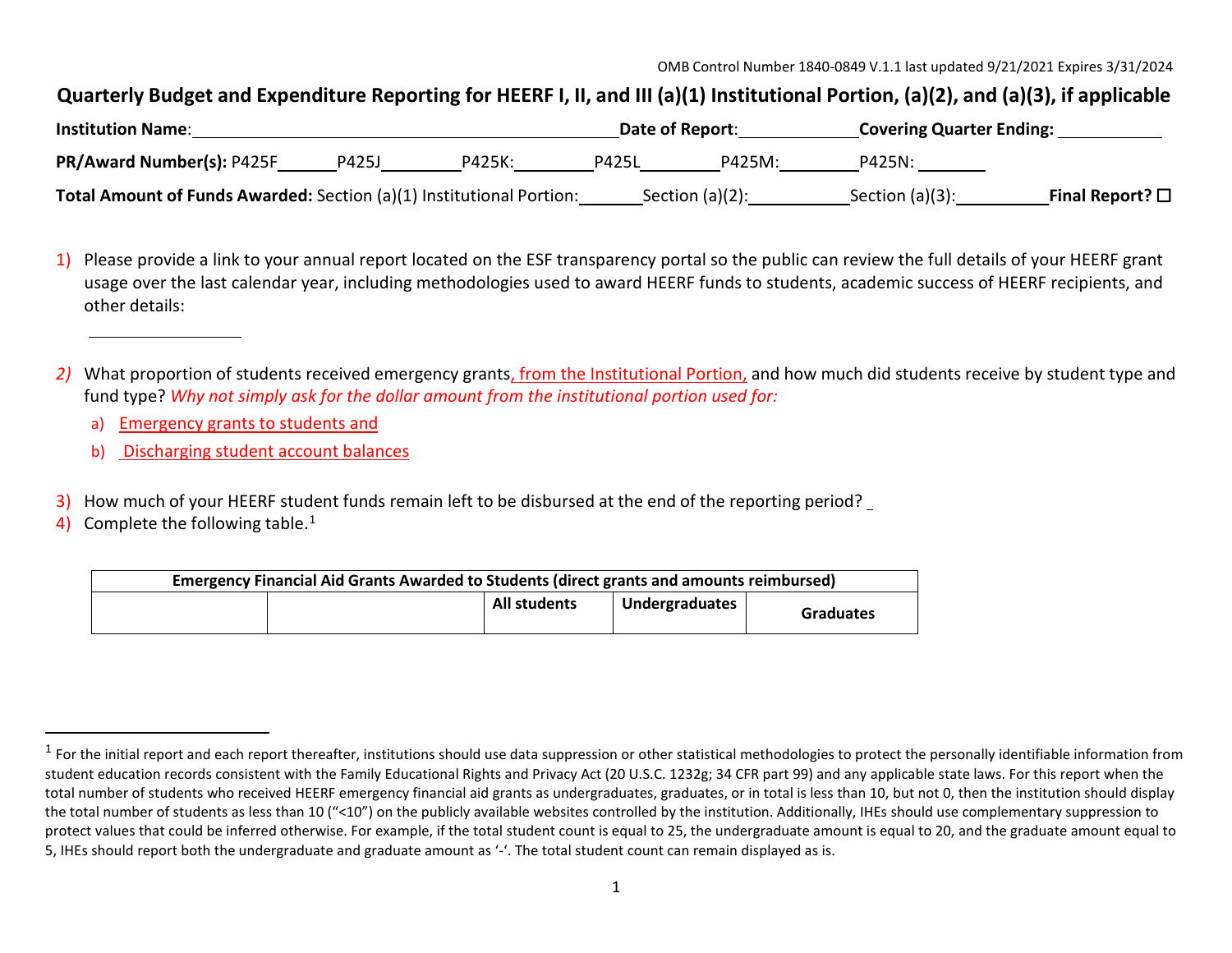OMB Control Number 1840-0849 V.1.1 last updated 9/21/2021 Expires 3/31/2024

## Quarterly Budget and Expenditure Reporting for HEERF I, II, and III (a)(1) Institutional Portion, (a)(2), and (a)(3), if applicable

**Institution Name**:\_\_\_\_\_\_\_\_\_\_\_\_\_\_\_\_\_\_\_\_\_\_\_\_ **Date of Report**:\_\_\_\_\_\_\_\_\_\_ **Covering Quarter Ending:** \_\_\_\_\_\_\_\_\_\_

**PR/Award Number(s):** P425F\_\_\_\_\_\_ P425J\_\_\_\_\_\_ P425K:\_\_\_\_\_\_ P425L\_\_\_\_\_\_ P425M:\_\_\_\_\_\_ P425N: \_\_\_\_\_\_

**Total Amount of Funds Awarded:** Section (a)(1) Institutional Portion:\_\_\_\_\_\_ Section (a)(2):\_\_\_\_\_\_ Section (a)(3):\_\_\_\_\_\_ **Final Report?** ☐

1) Please provide a link to your annual report located on the ESF transparency portal so the public can review the full details of your HEERF grant usage over the last calendar year, including methodologies used to award HEERF funds to students, academic success of HEERF recipients, and other details:

   \_\_\_\_\_\_\_\_\_\_\_\_\_\_\_\_

2) What proportion of students received emergency grants, from the Institutional Portion, and how much did students receive by student type and fund type? *Why not simply ask for the dollar amount from the institutional portion used for:*
   a) Emergency grants to students and
   b) Discharging student account balances

3) How much of your HEERF student funds remain left to be disbursed at the end of the reporting period? \_
4) Complete the following table.[1]

| Emergency Financial Aid Grants Awarded to Students (direct grants and amounts reimbursed) | | | | |
|---|---|---|---|---|
| | | **All students** | **Undergraduates** | **Graduates** |

[1] For the initial report and each report thereafter, institutions should use data suppression or other statistical methodologies to protect the personally identifiable information from student education records consistent with the Family Educational Rights and Privacy Act (20 U.S.C. 1232g; 34 CFR part 99) and any applicable state laws. For this report when the total number of students who received HEERF emergency financial aid grants as undergraduates, graduates, or in total is less than 10, but not 0, then the institution should display the total number of students as less than 10 ("<10") on the publicly available websites controlled by the institution. Additionally, IHEs should use complementary suppression to protect values that could be inferred otherwise. For example, if the total student count is equal to 25, the undergraduate amount is equal to 20, and the graduate amount equal to 5, IHEs should report both the undergraduate and graduate amount as '-'. The total student count can remain displayed as is.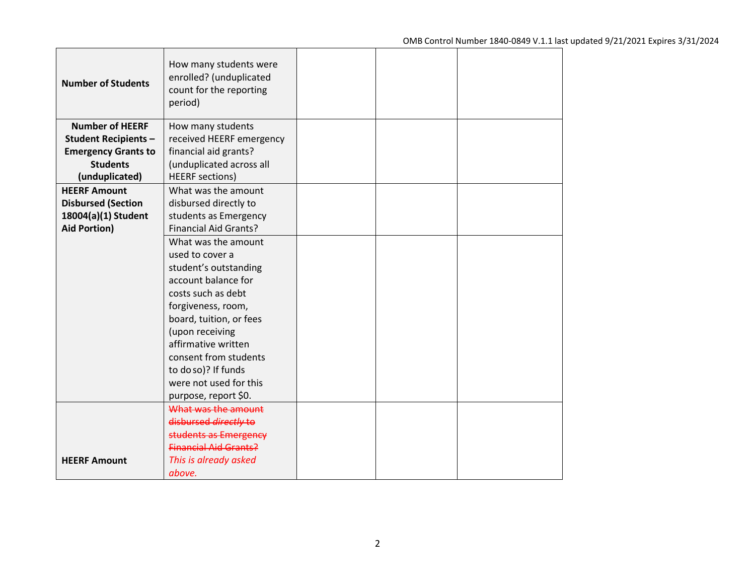| | | | | |
|---|---|---|---|---|
| **Number of Students** | How many students were enrolled? (unduplicated count for the reporting period) | | | |
| **Number of HEERF Student Recipients – Emergency Grants to Students (unduplicated)** | How many students received HEERF emergency financial aid grants? (unduplicated across all HEERF sections) | | | |
| **HEERF Amount Disbursed (Section 18004(a)(1) Student Aid Portion)** | What was the amount disbursed directly to students as Emergency Financial Aid Grants? | | | |
| | What was the amount used to cover a student's outstanding account balance for costs such as debt forgiveness, room, board, tuition, or fees (upon receiving affirmative written consent from students to do so)? If funds were not used for this purpose, report $0. | | | |
| **HEERF Amount** | ~~What was the amount disbursed *directly* to students as Emergency Financial Aid Grants?~~ *This is already asked above.* | | | |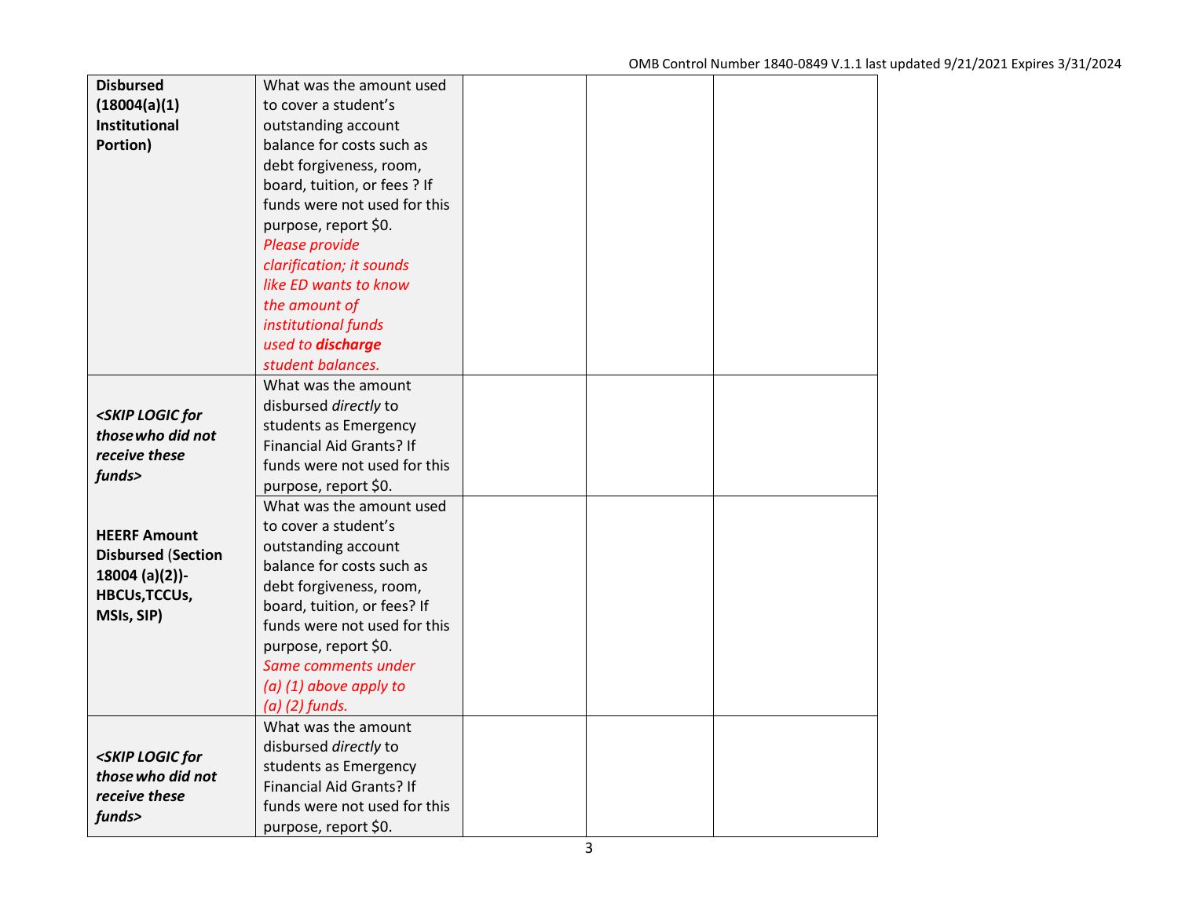| | | | | |
|---|---|---|---|---|
| **Disbursed (18004(a)(1) Institutional Portion)** | What was the amount used to cover a student's outstanding account balance for costs such as debt forgiveness, room, board, tuition, or fees ? If funds were not used for this purpose, report $0. *Please provide clarification; it sounds like ED wants to know the amount of institutional funds used to* ***discharge*** *student balances.* | | | |
| ***<SKIP LOGIC for those who did not receive these funds>*** | What was the amount disbursed *directly* to students as Emergency Financial Aid Grants? If funds were not used for this purpose, report $0. | | | |
| **HEERF Amount Disbursed (Section 18004 (a)(2))- HBCUs,TCCUs, MSIs, SIP)** | What was the amount used to cover a student's outstanding account balance for costs such as debt forgiveness, room, board, tuition, or fees? If funds were not used for this purpose, report $0. *Same comments under (a) (1) above apply to (a) (2) funds.* | | | |
| ***<SKIP LOGIC for those who did not receive these funds>*** | What was the amount disbursed *directly* to students as Emergency Financial Aid Grants? If funds were not used for this purpose, report $0. | | | |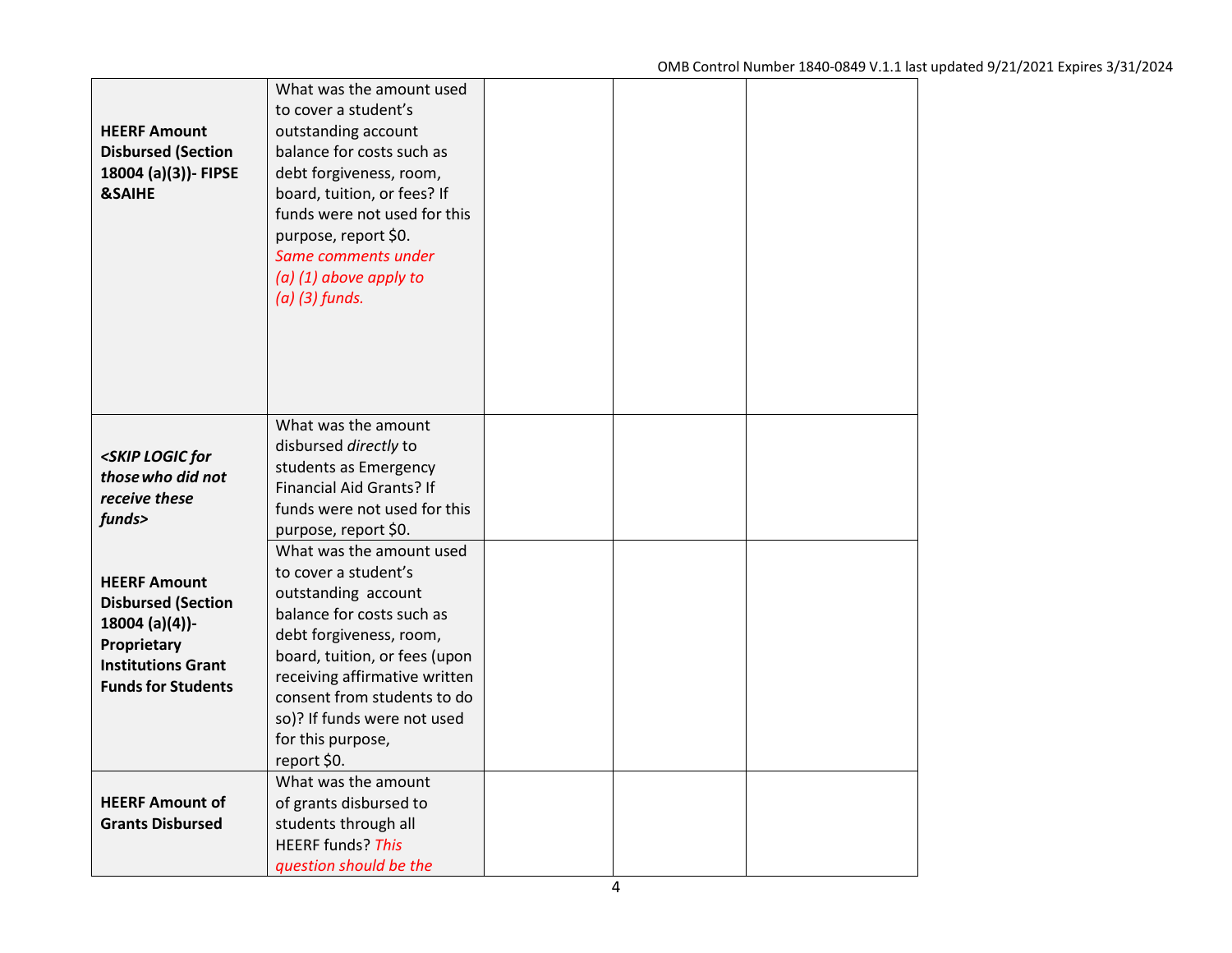| | | | | |
|---|---|---|---|---|
| **HEERF Amount Disbursed (Section 18004 (a)(3))- FIPSE &SAIHE** | What was the amount used to cover a student's outstanding account balance for costs such as debt forgiveness, room, board, tuition, or fees? If funds were not used for this purpose, report $0. *Same comments under (a) (1) above apply to (a) (3) funds.* | | | |
| ***<SKIP LOGIC for those who did not receive these funds>*** **HEERF Amount Disbursed (Section 18004 (a)(4))- Proprietary Institutions Grant Funds for Students** | What was the amount disbursed *directly* to students as Emergency Financial Aid Grants? If funds were not used for this purpose, report $0. | | | |
| | What was the amount used to cover a student's outstanding account balance for costs such as debt forgiveness, room, board, tuition, or fees (upon receiving affirmative written consent from students to do so)? If funds were not used for this purpose, report $0. | | | |
| **HEERF Amount of Grants Disbursed** | What was the amount of grants disbursed to students through all HEERF funds? *This question should be the* | | | |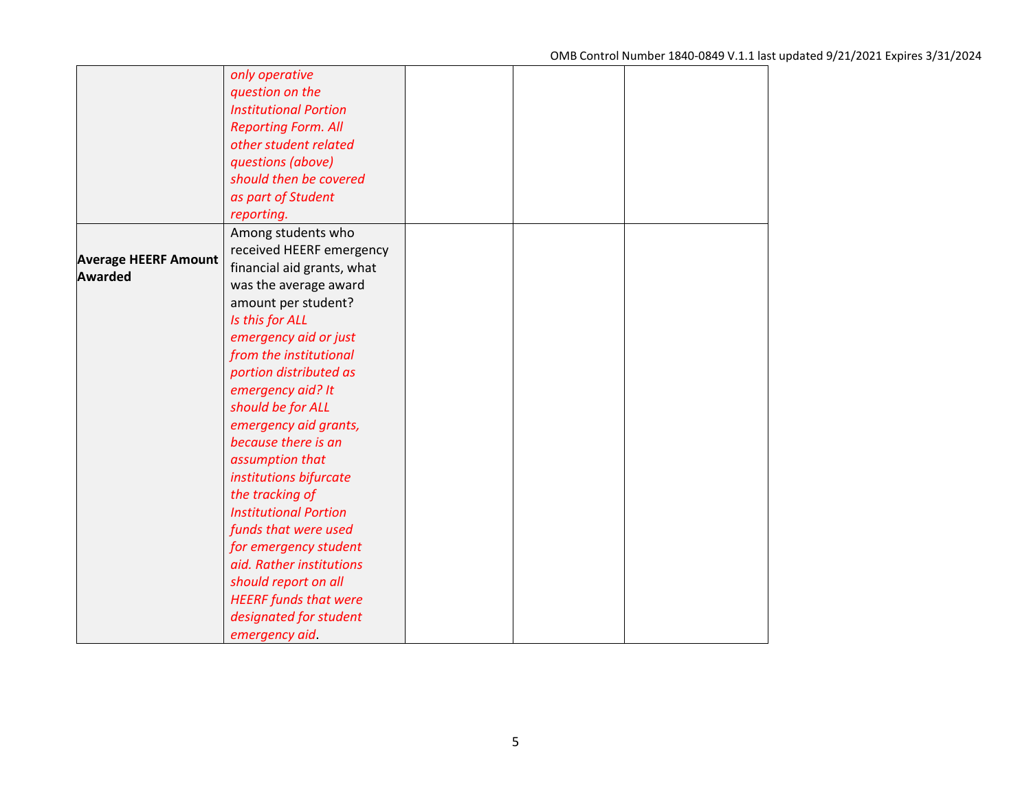| | | | | |
|---|---|---|---|---|
| | *only operative question on the Institutional Portion Reporting Form. All other student related questions (above) should then be covered as part of Student reporting.* | | | |
| **Average HEERF Amount Awarded** | Among students who received HEERF emergency financial aid grants, what was the average award amount per student? *Is this for ALL emergency aid or just from the institutional portion distributed as emergency aid? It should be for ALL emergency aid grants, because there is an assumption that institutions bifurcate the tracking of Institutional Portion funds that were used for emergency student aid. Rather institutions should report on all HEERF funds that were designated for student emergency aid*. | | | |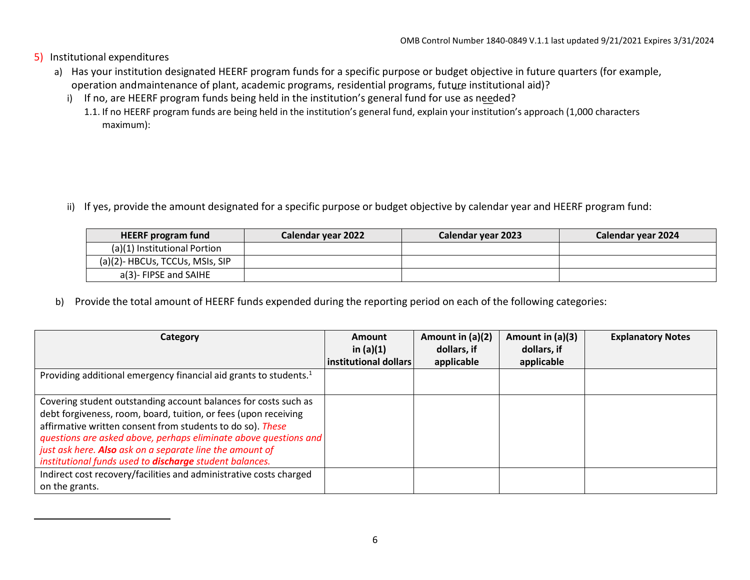5) Institutional expenditures

a) Has your institution designated HEERF program funds for a specific purpose or budget objective in future quarters (for example, operation andmaintenance of plant, academic programs, residential programs, future institutional aid)?

i) If no, are HEERF program funds being held in the institution's general fund for use as needed?

1.1. If no HEERF program funds are being held in the institution's general fund, explain your institution's approach (1,000 characters maximum):

ii) If yes, provide the amount designated for a specific purpose or budget objective by calendar year and HEERF program fund:

| HEERF program fund | Calendar year 2022 | Calendar year 2023 | Calendar year 2024 |
|---|---|---|---|
| (a)(1) Institutional Portion | | | |
| (a)(2)- HBCUs, TCCUs, MSIs, SIP | | | |
| a(3)- FIPSE and SAIHE | | | |

b) Provide the total amount of HEERF funds expended during the reporting period on each of the following categories:

| Category | Amount in (a)(1) institutional dollars | Amount in (a)(2) dollars, if applicable | Amount in (a)(3) dollars, if applicable | Explanatory Notes |
|---|---|---|---|---|
| Providing additional emergency financial aid grants to students.[1] | | | | |
| Covering student outstanding account balances for costs such as debt forgiveness, room, board, tuition, or fees (upon receiving affirmative written consent from students to do so). *These questions are asked above, perhaps eliminate above questions and just ask here.* ***Also*** *ask on a separate line the amount of institutional funds used to* ***discharge*** *student balances.* | | | | |
| Indirect cost recovery/facilities and administrative costs charged on the grants. | | | | |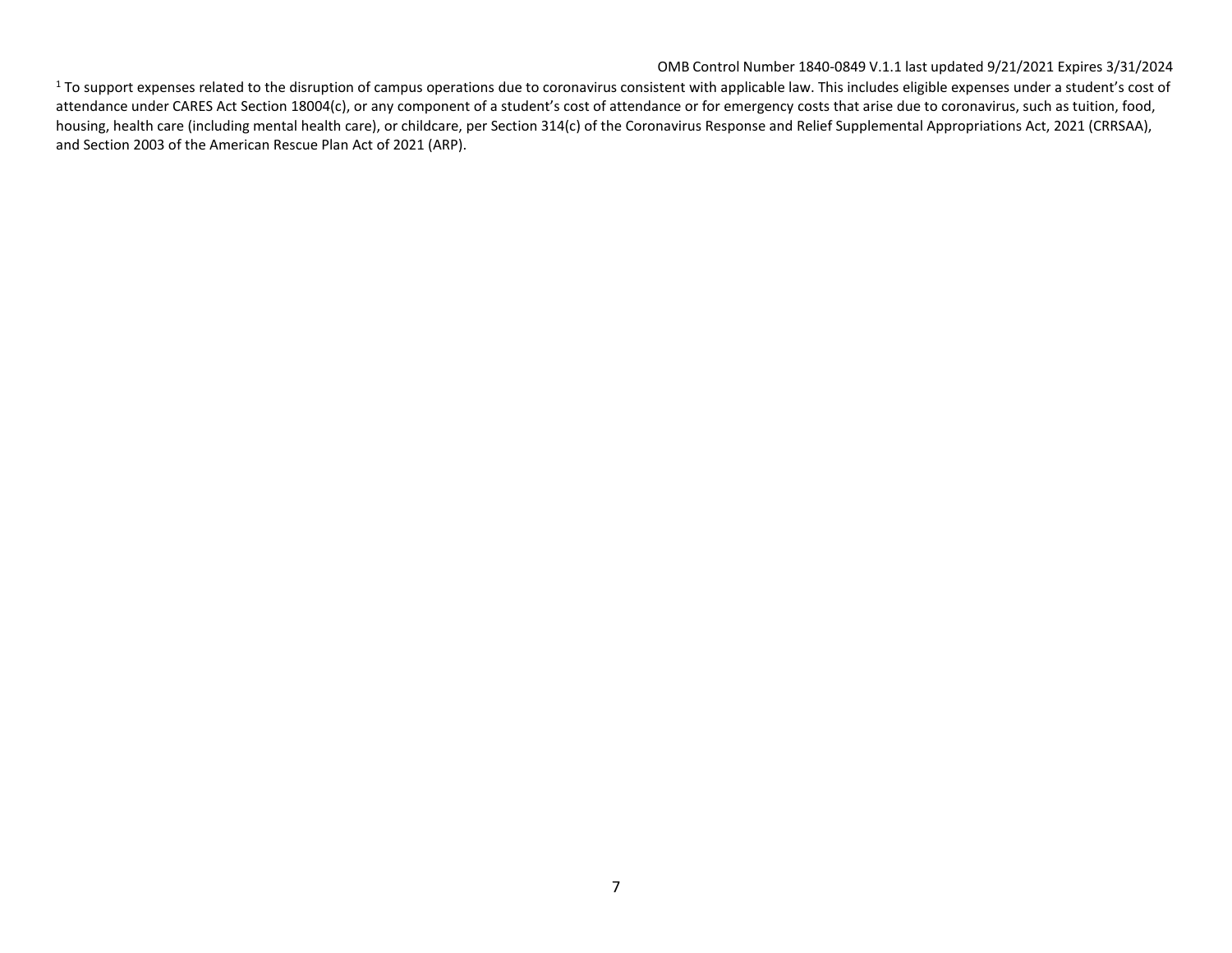[1] To support expenses related to the disruption of campus operations due to coronavirus consistent with applicable law. This includes eligible expenses under a student's cost of attendance under CARES Act Section 18004(c), or any component of a student's cost of attendance or for emergency costs that arise due to coronavirus, such as tuition, food, housing, health care (including mental health care), or childcare, per Section 314(c) of the Coronavirus Response and Relief Supplemental Appropriations Act, 2021 (CRRSAA), and Section 2003 of the American Rescue Plan Act of 2021 (ARP).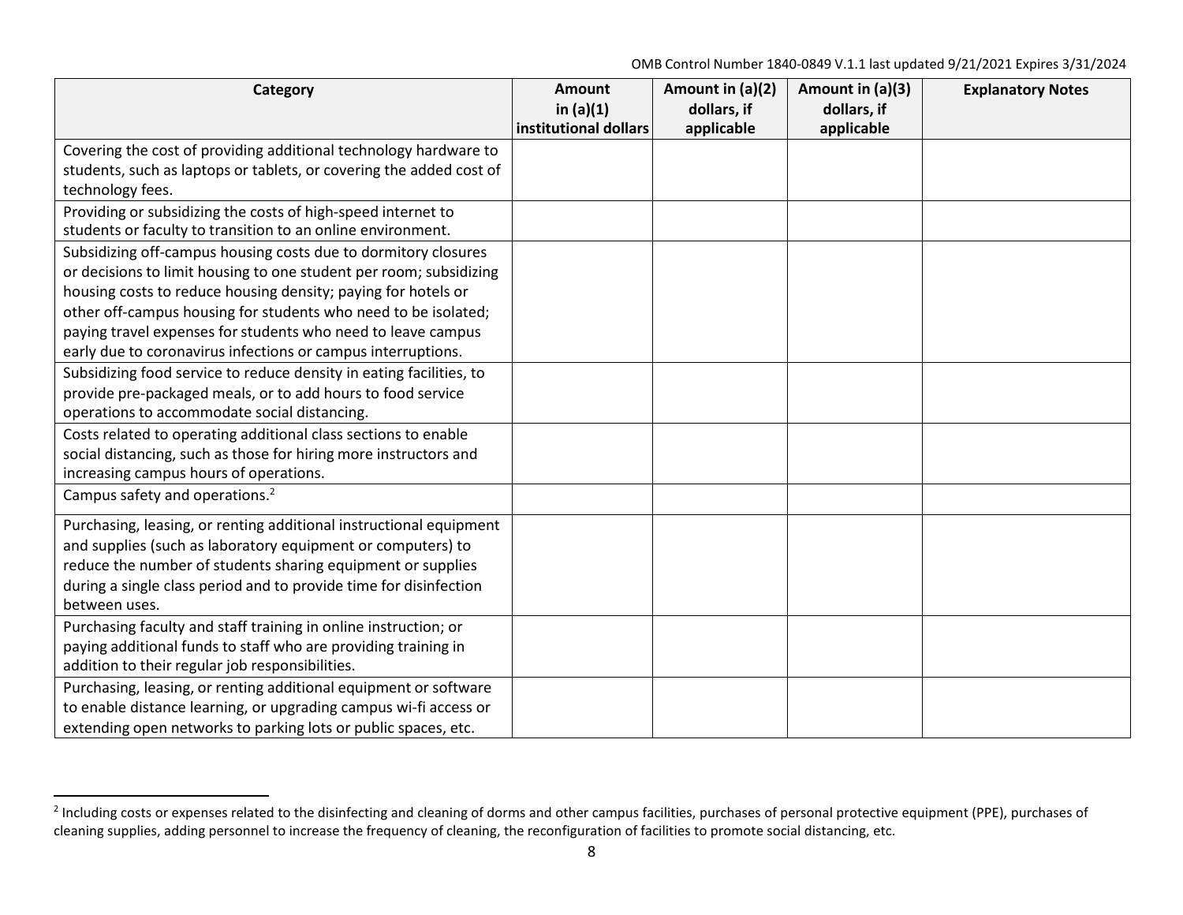| Category | Amount in (a)(1) institutional dollars | Amount in (a)(2) dollars, if applicable | Amount in (a)(3) dollars, if applicable | Explanatory Notes |
|---|---|---|---|---|
| Covering the cost of providing additional technology hardware to students, such as laptops or tablets, or covering the added cost of technology fees. | | | | |
| Providing or subsidizing the costs of high-speed internet to students or faculty to transition to an online environment. | | | | |
| Subsidizing off-campus housing costs due to dormitory closures or decisions to limit housing to one student per room; subsidizing housing costs to reduce housing density; paying for hotels or other off-campus housing for students who need to be isolated; paying travel expenses for students who need to leave campus early due to coronavirus infections or campus interruptions. | | | | |
| Subsidizing food service to reduce density in eating facilities, to provide pre-packaged meals, or to add hours to food service operations to accommodate social distancing. | | | | |
| Costs related to operating additional class sections to enable social distancing, such as those for hiring more instructors and increasing campus hours of operations. | | | | |
| Campus safety and operations.[2] | | | | |
| Purchasing, leasing, or renting additional instructional equipment and supplies (such as laboratory equipment or computers) to reduce the number of students sharing equipment or supplies during a single class period and to provide time for disinfection between uses. | | | | |
| Purchasing faculty and staff training in online instruction; or paying additional funds to staff who are providing training in addition to their regular job responsibilities. | | | | |
| Purchasing, leasing, or renting additional equipment or software to enable distance learning, or upgrading campus wi-fi access or extending open networks to parking lots or public spaces, etc. | | | | |

[2] Including costs or expenses related to the disinfecting and cleaning of dorms and other campus facilities, purchases of personal protective equipment (PPE), purchases of cleaning supplies, adding personnel to increase the frequency of cleaning, the reconfiguration of facilities to promote social distancing, etc.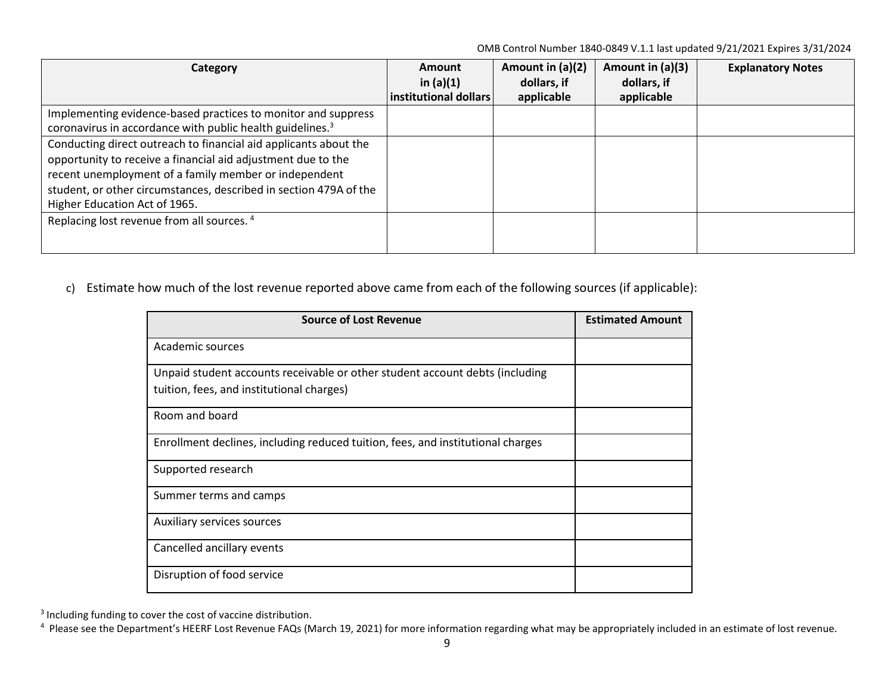| Category | Amount in (a)(1) institutional dollars | Amount in (a)(2) dollars, if applicable | Amount in (a)(3) dollars, if applicable | Explanatory Notes |
| --- | --- | --- | --- | --- |
| Implementing evidence-based practices to monitor and suppress coronavirus in accordance with public health guidelines.[3] | | | | |
| Conducting direct outreach to financial aid applicants about the opportunity to receive a financial aid adjustment due to the recent unemployment of a family member or independent student, or other circumstances, described in section 479A of the Higher Education Act of 1965. | | | | |
| Replacing lost revenue from all sources. [4] | | | | |

c) Estimate how much of the lost revenue reported above came from each of the following sources (if applicable):

| Source of Lost Revenue | Estimated Amount |
| --- | --- |
| Academic sources | |
| Unpaid student accounts receivable or other student account debts (including tuition, fees, and institutional charges) | |
| Room and board | |
| Enrollment declines, including reduced tuition, fees, and institutional charges | |
| Supported research | |
| Summer terms and camps | |
| Auxiliary services sources | |
| Cancelled ancillary events | |
| Disruption of food service | |

[3] Including funding to cover the cost of vaccine distribution.

[4] Please see the Department's HEERF Lost Revenue FAQs (March 19, 2021) for more information regarding what may be appropriately included in an estimate of lost revenue.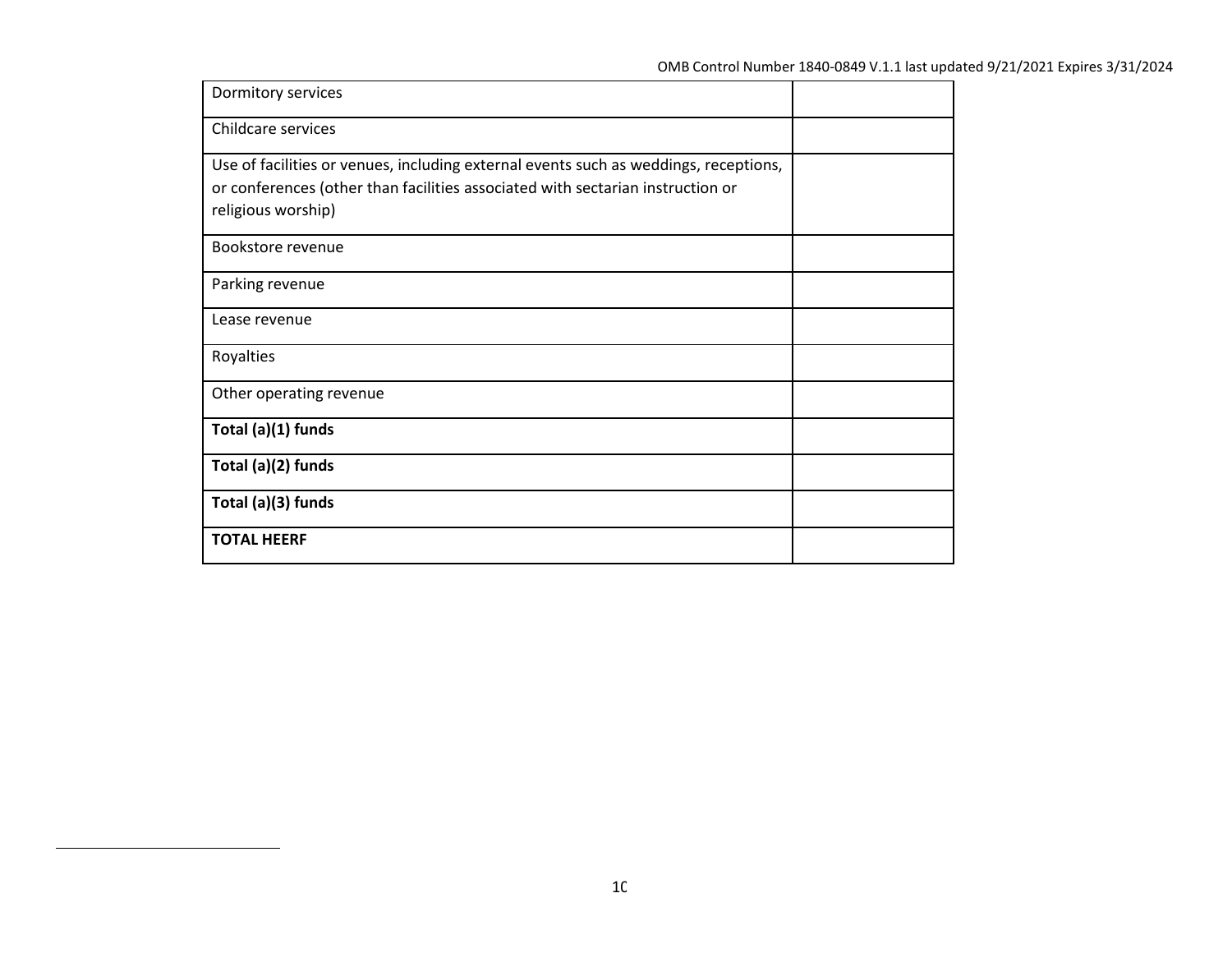| | |
|---|---|
| Dormitory services | |
| Childcare services | |
| Use of facilities or venues, including external events such as weddings, receptions, or conferences (other than facilities associated with sectarian instruction or religious worship) | |
| Bookstore revenue | |
| Parking revenue | |
| Lease revenue | |
| Royalties | |
| Other operating revenue | |
| **Total (a)(1) funds** | |
| **Total (a)(2) funds** | |
| **Total (a)(3) funds** | |
| **TOTAL HEERF** | |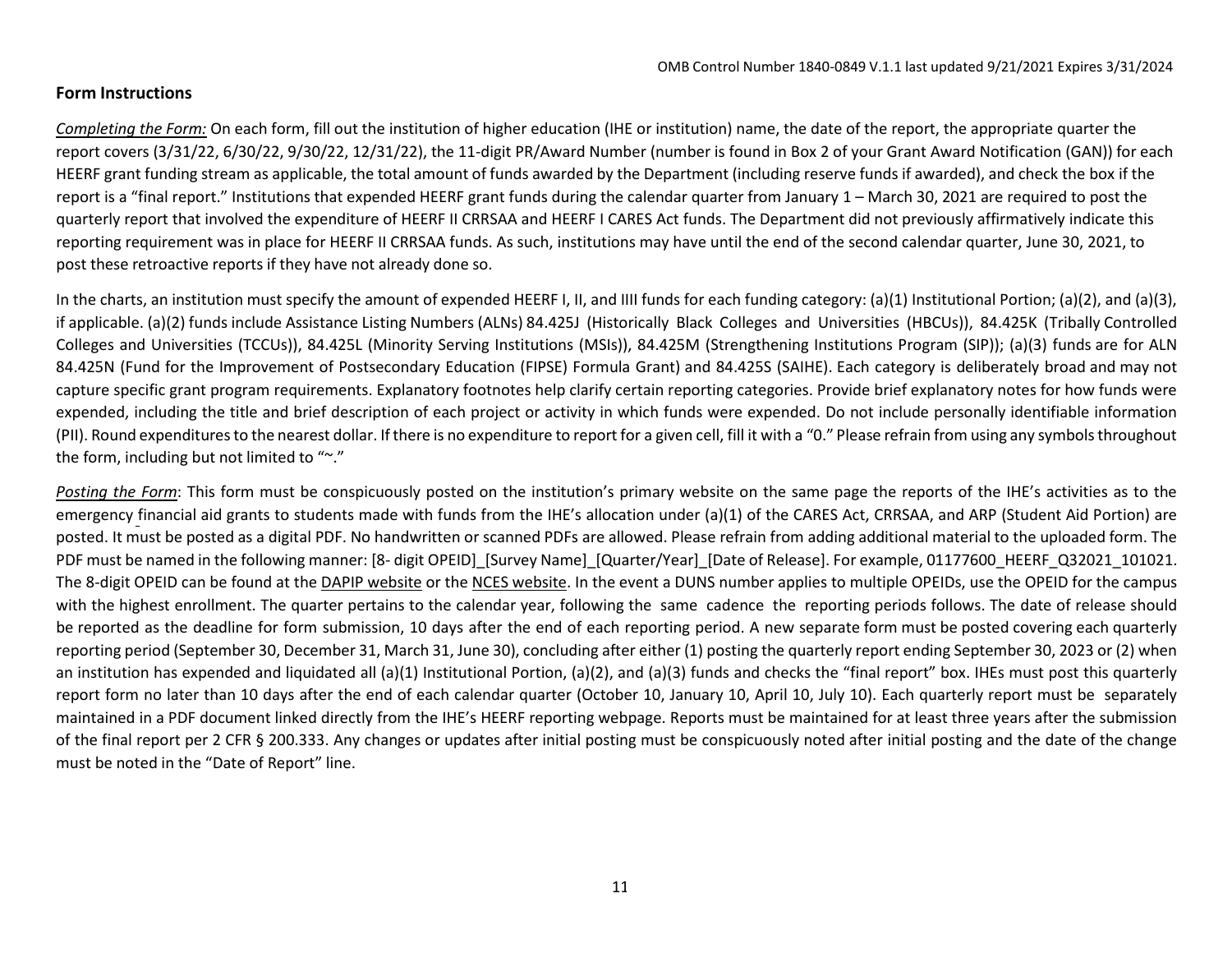OMB Control Number 1840-0849 V.1.1 last updated 9/21/2021 Expires 3/31/2024

**Form Instructions**

*Completing the Form:* On each form, fill out the institution of higher education (IHE or institution) name, the date of the report, the appropriate quarter the report covers (3/31/22, 6/30/22, 9/30/22, 12/31/22), the 11-digit PR/Award Number (number is found in Box 2 of your Grant Award Notification (GAN)) for each HEERF grant funding stream as applicable, the total amount of funds awarded by the Department (including reserve funds if awarded), and check the box if the report is a "final report." Institutions that expended HEERF grant funds during the calendar quarter from January 1 – March 30, 2021 are required to post the quarterly report that involved the expenditure of HEERF II CRRSAA and HEERF I CARES Act funds. The Department did not previously affirmatively indicate this reporting requirement was in place for HEERF II CRRSAA funds. As such, institutions may have until the end of the second calendar quarter, June 30, 2021, to post these retroactive reports if they have not already done so.

In the charts, an institution must specify the amount of expended HEERF I, II, and IIII funds for each funding category: (a)(1) Institutional Portion; (a)(2), and (a)(3), if applicable. (a)(2) funds include Assistance Listing Numbers (ALNs) 84.425J (Historically Black Colleges and Universities (HBCUs)), 84.425K (Tribally Controlled Colleges and Universities (TCCUs)), 84.425L (Minority Serving Institutions (MSIs)), 84.425M (Strengthening Institutions Program (SIP)); (a)(3) funds are for ALN 84.425N (Fund for the Improvement of Postsecondary Education (FIPSE) Formula Grant) and 84.425S (SAIHE). Each category is deliberately broad and may not capture specific grant program requirements. Explanatory footnotes help clarify certain reporting categories. Provide brief explanatory notes for how funds were expended, including the title and brief description of each project or activity in which funds were expended. Do not include personally identifiable information (PII). Round expenditures to the nearest dollar. If there is no expenditure to report for a given cell, fill it with a "0." Please refrain from using any symbols throughout the form, including but not limited to "~."

*Posting the Form*: This form must be conspicuously posted on the institution's primary website on the same page the reports of the IHE's activities as to the emergency financial aid grants to students made with funds from the IHE's allocation under (a)(1) of the CARES Act, CRRSAA, and ARP (Student Aid Portion) are posted. It must be posted as a digital PDF. No handwritten or scanned PDFs are allowed. Please refrain from adding additional material to the uploaded form. The PDF must be named in the following manner: [8- digit OPEID]_[Survey Name]_[Quarter/Year]_[Date of Release]. For example, 01177600_HEERF_Q32021_101021. The 8-digit OPEID can be found at the DAPIP website or the NCES website. In the event a DUNS number applies to multiple OPEIDs, use the OPEID for the campus with the highest enrollment. The quarter pertains to the calendar year, following the same cadence the reporting periods follows. The date of release should be reported as the deadline for form submission, 10 days after the end of each reporting period. A new separate form must be posted covering each quarterly reporting period (September 30, December 31, March 31, June 30), concluding after either (1) posting the quarterly report ending September 30, 2023 or (2) when an institution has expended and liquidated all (a)(1) Institutional Portion, (a)(2), and (a)(3) funds and checks the "final report" box. IHEs must post this quarterly report form no later than 10 days after the end of each calendar quarter (October 10, January 10, April 10, July 10). Each quarterly report must be separately maintained in a PDF document linked directly from the IHE's HEERF reporting webpage. Reports must be maintained for at least three years after the submission of the final report per 2 CFR § 200.333. Any changes or updates after initial posting must be conspicuously noted after initial posting and the date of the change must be noted in the "Date of Report" line.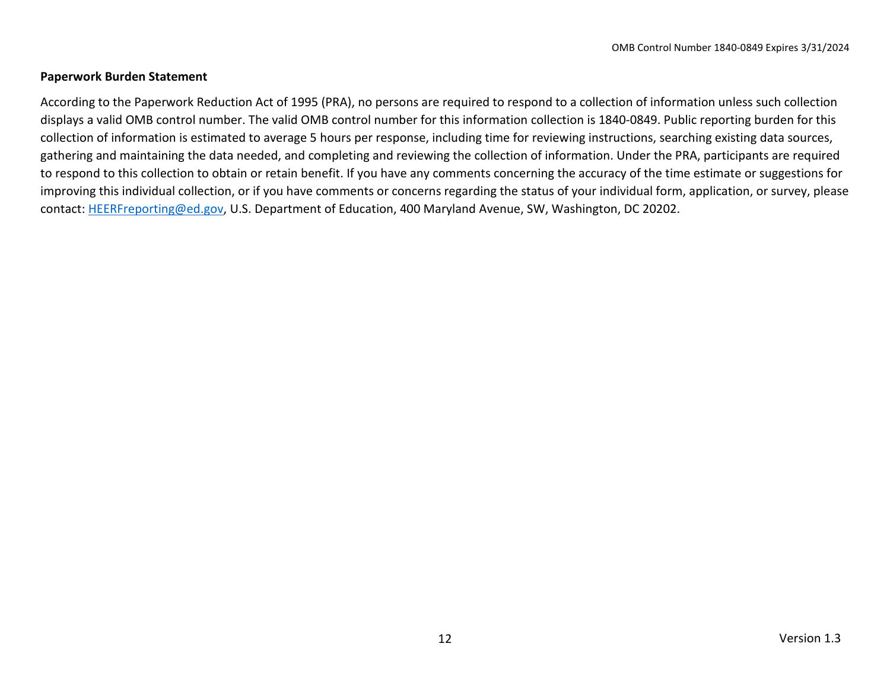**Paperwork Burden Statement**

According to the Paperwork Reduction Act of 1995 (PRA), no persons are required to respond to a collection of information unless such collection displays a valid OMB control number. The valid OMB control number for this information collection is 1840-0849. Public reporting burden for this collection of information is estimated to average 5 hours per response, including time for reviewing instructions, searching existing data sources, gathering and maintaining the data needed, and completing and reviewing the collection of information. Under the PRA, participants are required to respond to this collection to obtain or retain benefit. If you have any comments concerning the accuracy of the time estimate or suggestions for improving this individual collection, or if you have comments or concerns regarding the status of your individual form, application, or survey, please contact: HEERFreporting@ed.gov, U.S. Department of Education, 400 Maryland Avenue, SW, Washington, DC 20202.